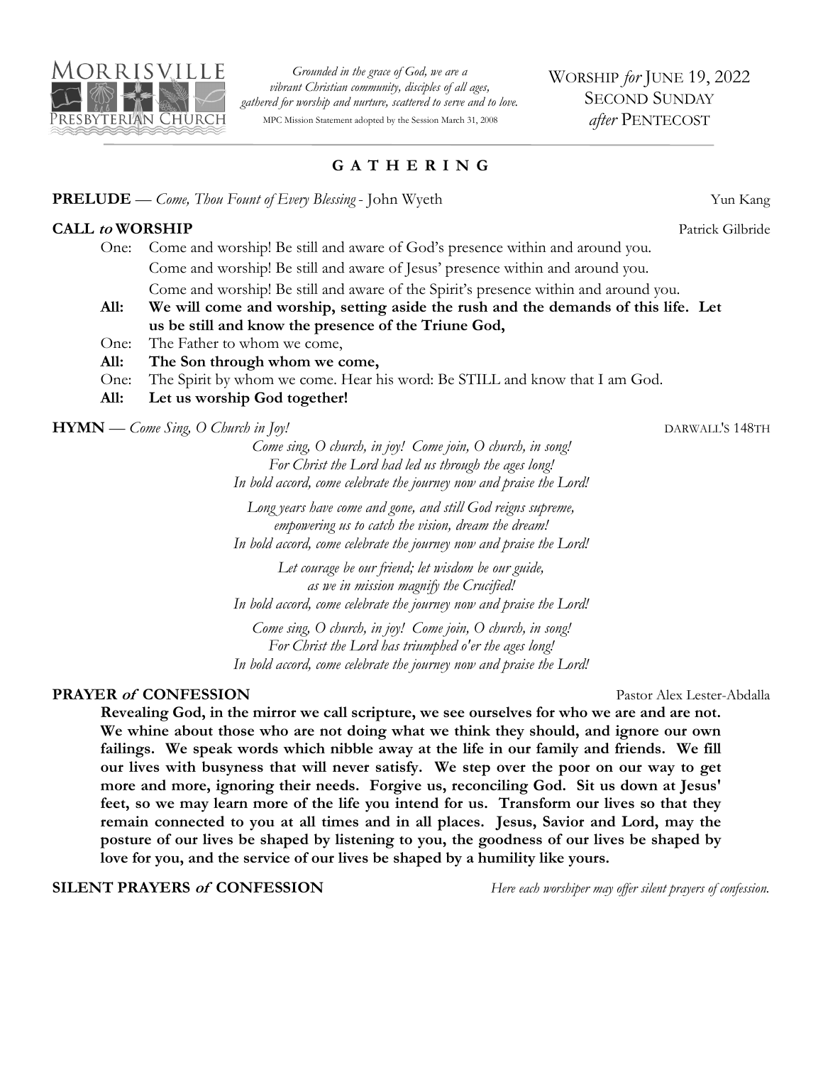MORRISVILLE PRESBYTERIAN CHURCH

*Grounded in the grace of God, we are a vibrant Christian community, disciples of all ages, gathered for worship and nurture, scattered to serve and to love.*
MPC Mission Statement adopted by the Session March 31, 2008

WORSHIP *for* JUNE 19, 2022
SECOND SUNDAY
*after* PENTECOST

## G A T H E R I N G

**PRELUDE** — *Come, Thou Fount of Every Blessing* - John Wyeth — Yun Kang

**CALL *to* WORSHIP** — Patrick Gilbride

One: Come and worship! Be still and aware of God's presence within and around you.
Come and worship! Be still and aware of Jesus' presence within and around you.
Come and worship! Be still and aware of the Spirit's presence within and around you.
**All: We will come and worship, setting aside the rush and the demands of this life. Let us be still and know the presence of the Triune God,**
One: The Father to whom we come,
**All: The Son through whom we come,**
One: The Spirit by whom we come. Hear his word: Be STILL and know that I am God.
**All: Let us worship God together!**

**HYMN** — *Come Sing, O Church in Joy!* — DARWALL'S 148TH

*Come sing, O church, in joy! Come join, O church, in song!*
*For Christ the Lord had led us through the ages long!*
*In bold accord, come celebrate the journey now and praise the Lord!*

*Long years have come and gone, and still God reigns supreme,*
*empowering us to catch the vision, dream the dream!*
*In bold accord, come celebrate the journey now and praise the Lord!*

*Let courage be our friend; let wisdom be our guide,*
*as we in mission magnify the Crucified!*
*In bold accord, come celebrate the journey now and praise the Lord!*

*Come sing, O church, in joy! Come join, O church, in song!*
*For Christ the Lord has triumphed o'er the ages long!*
*In bold accord, come celebrate the journey now and praise the Lord!*

**PRAYER *of* CONFESSION** — Pastor Alex Lester-Abdalla

**Revealing God, in the mirror we call scripture, we see ourselves for who we are and are not. We whine about those who are not doing what we think they should, and ignore our own failings. We speak words which nibble away at the life in our family and friends. We fill our lives with busyness that will never satisfy. We step over the poor on our way to get more and more, ignoring their needs. Forgive us, reconciling God. Sit us down at Jesus' feet, so we may learn more of the life you intend for us. Transform our lives so that they remain connected to you at all times and in all places. Jesus, Savior and Lord, may the posture of our lives be shaped by listening to you, the goodness of our lives be shaped by love for you, and the service of our lives be shaped by a humility like yours.**

**SILENT PRAYERS *of* CONFESSION** — *Here each worshiper may offer silent prayers of confession.*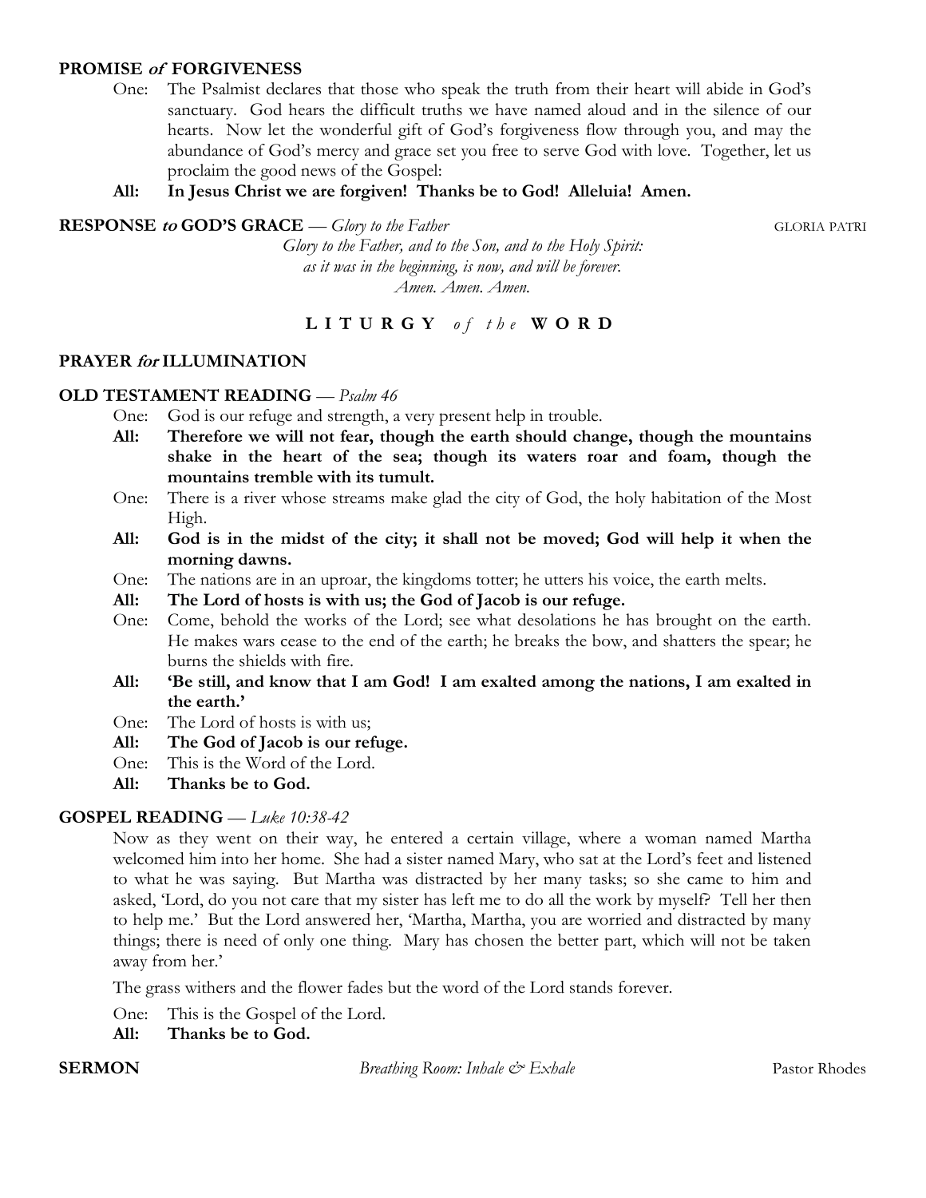## PROMISE *of* FORGIVENESS

One: The Psalmist declares that those who speak the truth from their heart will abide in God's sanctuary. God hears the difficult truths we have named aloud and in the silence of our hearts. Now let the wonderful gift of God's forgiveness flow through you, and may the abundance of God's mercy and grace set you free to serve God with love. Together, let us proclaim the good news of the Gospel:

**All: In Jesus Christ we are forgiven! Thanks be to God! Alleluia! Amen.**

## RESPONSE *to* GOD'S GRACE — *Glory to the Father* GLORIA PATRI

*Glory to the Father, and to the Son, and to the Holy Spirit:*
*as it was in the beginning, is now, and will be forever.*
*Amen. Amen. Amen.*

# LITURGY *of the* WORD

## PRAYER *for* ILLUMINATION

## OLD TESTAMENT READING — *Psalm 46*

One: God is our refuge and strength, a very present help in trouble.

**All: Therefore we will not fear, though the earth should change, though the mountains shake in the heart of the sea; though its waters roar and foam, though the mountains tremble with its tumult.**

One: There is a river whose streams make glad the city of God, the holy habitation of the Most High.

**All: God is in the midst of the city; it shall not be moved; God will help it when the morning dawns.**

One: The nations are in an uproar, the kingdoms totter; he utters his voice, the earth melts.

**All: The Lord of hosts is with us; the God of Jacob is our refuge.**

One: Come, behold the works of the Lord; see what desolations he has brought on the earth. He makes wars cease to the end of the earth; he breaks the bow, and shatters the spear; he burns the shields with fire.

**All: 'Be still, and know that I am God! I am exalted among the nations, I am exalted in the earth.'**

One: The Lord of hosts is with us;

**All: The God of Jacob is our refuge.**

One: This is the Word of the Lord.

**All: Thanks be to God.**

## GOSPEL READING — *Luke 10:38-42*

Now as they went on their way, he entered a certain village, where a woman named Martha welcomed him into her home. She had a sister named Mary, who sat at the Lord's feet and listened to what he was saying. But Martha was distracted by her many tasks; so she came to him and asked, 'Lord, do you not care that my sister has left me to do all the work by myself? Tell her then to help me.' But the Lord answered her, 'Martha, Martha, you are worried and distracted by many things; there is need of only one thing. Mary has chosen the better part, which will not be taken away from her.'

The grass withers and the flower fades but the word of the Lord stands forever.

One: This is the Gospel of the Lord.

**All: Thanks be to God.**

**SERMON** *Breathing Room: Inhale & Exhale* Pastor Rhodes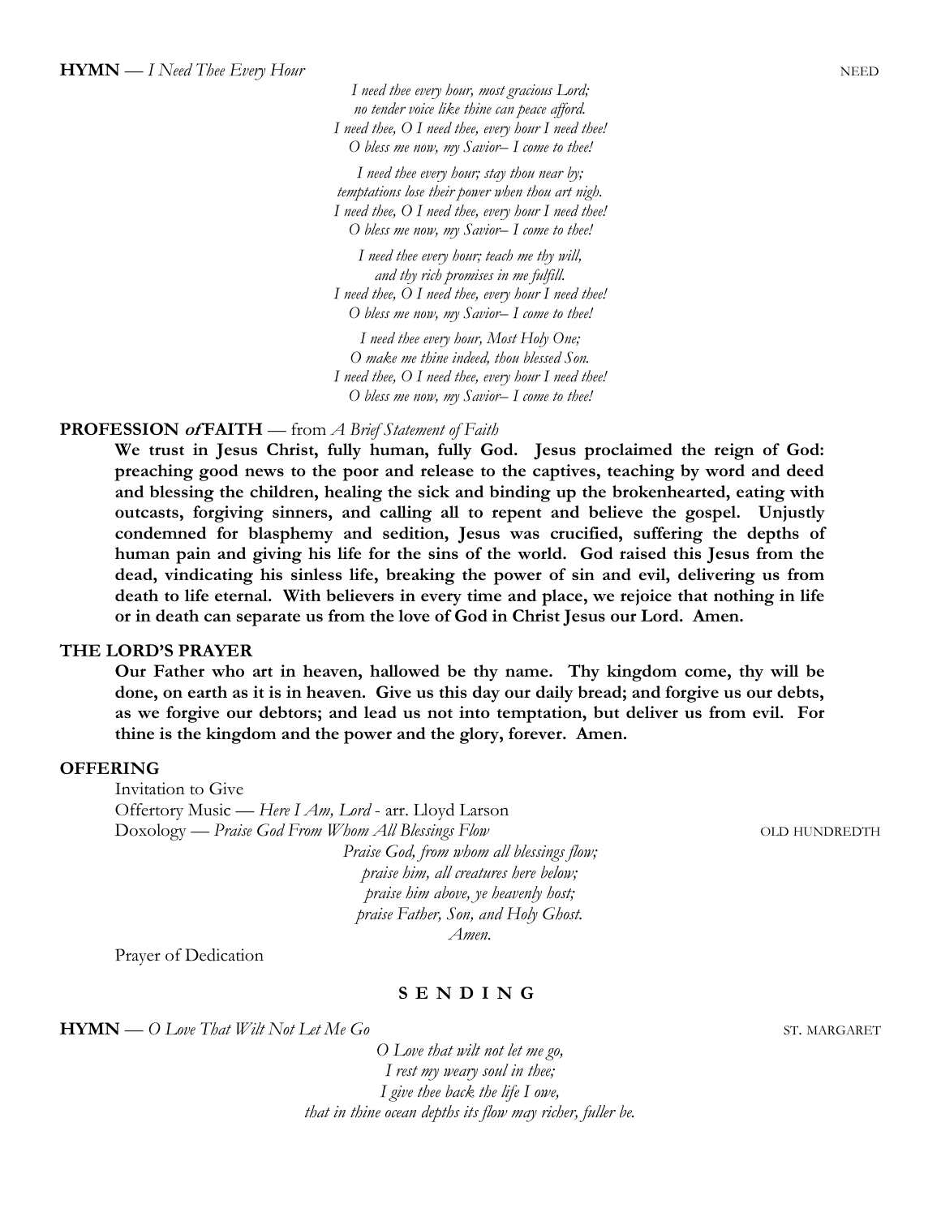**HYMN** — *I Need Thee Every Hour* NEED

*I need thee every hour, most gracious Lord;*
*no tender voice like thine can peace afford.*
*I need thee, O I need thee, every hour I need thee!*
*O bless me now, my Savior– I come to thee!*

*I need thee every hour; stay thou near by;*
*temptations lose their power when thou art nigh.*
*I need thee, O I need thee, every hour I need thee!*
*O bless me now, my Savior– I come to thee!*

*I need thee every hour; teach me thy will,*
*and thy rich promises in me fulfill.*
*I need thee, O I need thee, every hour I need thee!*
*O bless me now, my Savior– I come to thee!*

*I need thee every hour, Most Holy One;*
*O make me thine indeed, thou blessed Son.*
*I need thee, O I need thee, every hour I need thee!*
*O bless me now, my Savior– I come to thee!*

**PROFESSION *of* FAITH** — from *A Brief Statement of Faith*

**We trust in Jesus Christ, fully human, fully God. Jesus proclaimed the reign of God: preaching good news to the poor and release to the captives, teaching by word and deed and blessing the children, healing the sick and binding up the brokenhearted, eating with outcasts, forgiving sinners, and calling all to repent and believe the gospel. Unjustly condemned for blasphemy and sedition, Jesus was crucified, suffering the depths of human pain and giving his life for the sins of the world. God raised this Jesus from the dead, vindicating his sinless life, breaking the power of sin and evil, delivering us from death to life eternal. With believers in every time and place, we rejoice that nothing in life or in death can separate us from the love of God in Christ Jesus our Lord. Amen.**

**THE LORD'S PRAYER**

**Our Father who art in heaven, hallowed be thy name. Thy kingdom come, thy will be done, on earth as it is in heaven. Give us this day our daily bread; and forgive us our debts, as we forgive our debtors; and lead us not into temptation, but deliver us from evil. For thine is the kingdom and the power and the glory, forever. Amen.**

**OFFERING**

Invitation to Give

Offertory Music — *Here I Am, Lord* - arr. Lloyd Larson

Doxology — *Praise God From Whom All Blessings Flow* OLD HUNDREDTH

*Praise God, from whom all blessings flow;*
*praise him, all creatures here below;*
*praise him above, ye heavenly host;*
*praise Father, Son, and Holy Ghost.*
*Amen.*

Prayer of Dedication

## S E N D I N G

**HYMN** — *O Love That Wilt Not Let Me Go* ST. MARGARET

*O Love that wilt not let me go,*
*I rest my weary soul in thee;*
*I give thee back the life I owe,*
*that in thine ocean depths its flow may richer, fuller be.*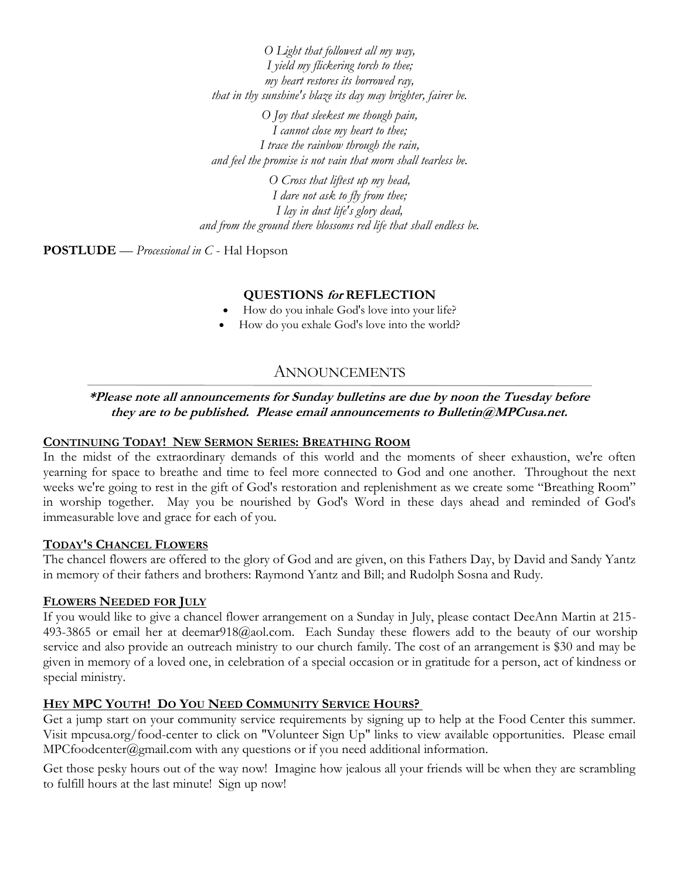*O Light that followest all my way,*
*I yield my flickering torch to thee;*
*my heart restores its borrowed ray,*
*that in thy sunshine's blaze its day may brighter, fairer be.*

*O Joy that sleekest me though pain,*
*I cannot close my heart to thee;*
*I trace the rainbow through the rain,*
*and feel the promise is not vain that morn shall tearless be.*

*O Cross that liftest up my head,*
*I dare not ask to fly from thee;*
*I lay in dust life's glory dead,*
*and from the ground there blossoms red life that shall endless be.*

**POSTLUDE** — *Processional in C* - Hal Hopson

### QUESTIONS *for* REFLECTION

- How do you inhale God's love into your life?
- How do you exhale God's love into the world?

## ANNOUNCEMENTS

***Please note all announcements for Sunday bulletins are due by noon the Tuesday before they are to be published. Please email announcements to Bulletin@MPCusa.net.***

**CONTINUING TODAY! NEW SERMON SERIES: BREATHING ROOM**

In the midst of the extraordinary demands of this world and the moments of sheer exhaustion, we're often yearning for space to breathe and time to feel more connected to God and one another. Throughout the next weeks we're going to rest in the gift of God's restoration and replenishment as we create some "Breathing Room" in worship together. May you be nourished by God's Word in these days ahead and reminded of God's immeasurable love and grace for each of you.

**TODAY'S CHANCEL FLOWERS**

The chancel flowers are offered to the glory of God and are given, on this Fathers Day, by David and Sandy Yantz in memory of their fathers and brothers: Raymond Yantz and Bill; and Rudolph Sosna and Rudy.

**FLOWERS NEEDED FOR JULY**

If you would like to give a chancel flower arrangement on a Sunday in July, please contact DeeAnn Martin at 215-493-3865 or email her at deemar918@aol.com. Each Sunday these flowers add to the beauty of our worship service and also provide an outreach ministry to our church family. The cost of an arrangement is $30 and may be given in memory of a loved one, in celebration of a special occasion or in gratitude for a person, act of kindness or special ministry.

**HEY MPC YOUTH! DO YOU NEED COMMUNITY SERVICE HOURS?**

Get a jump start on your community service requirements by signing up to help at the Food Center this summer. Visit mpcusa.org/food-center to click on "Volunteer Sign Up" links to view available opportunities. Please email MPCfoodcenter@gmail.com with any questions or if you need additional information.

Get those pesky hours out of the way now! Imagine how jealous all your friends will be when they are scrambling to fulfill hours at the last minute! Sign up now!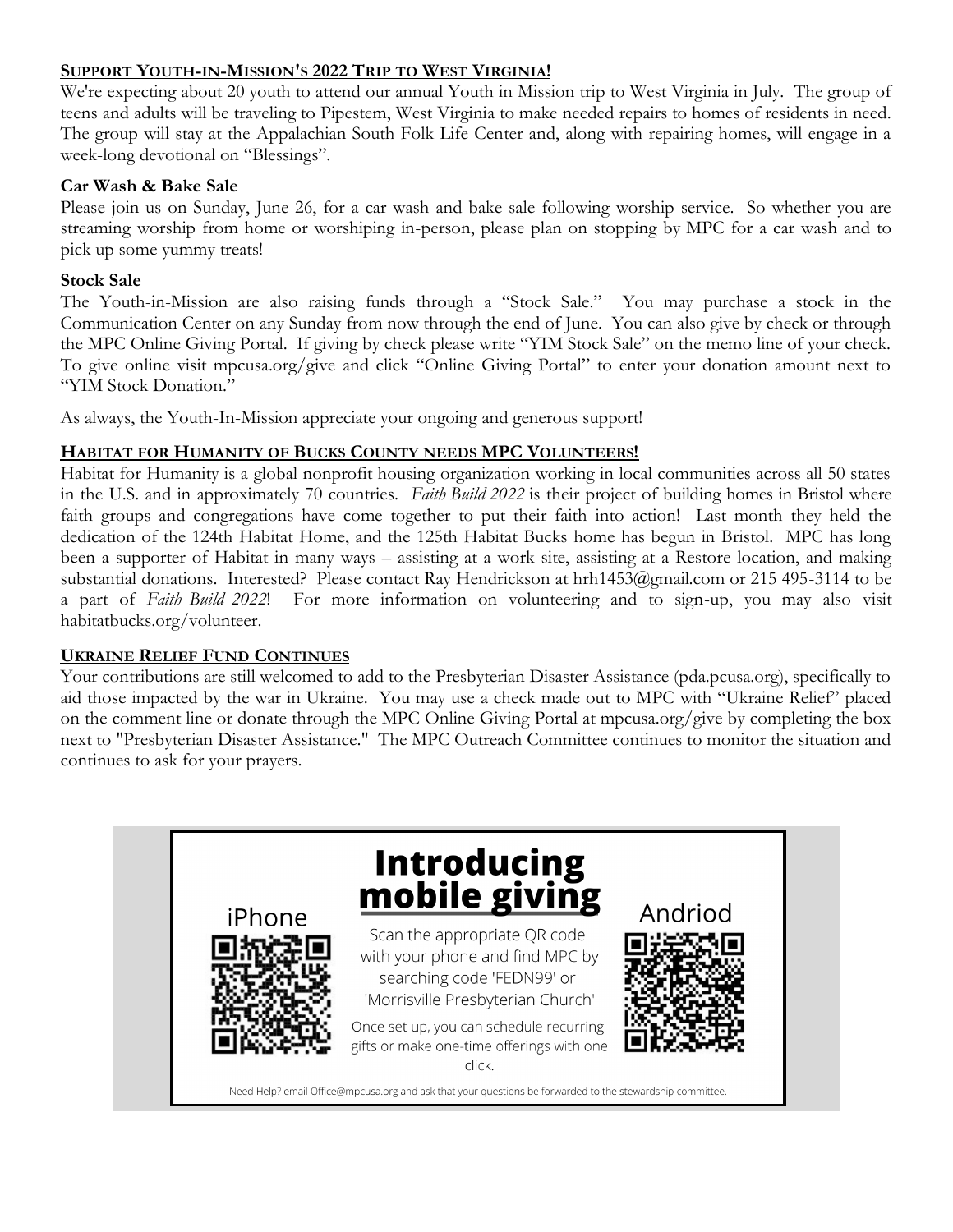## Support Youth-in-Mission's 2022 Trip to West Virginia!

We're expecting about 20 youth to attend our annual Youth in Mission trip to West Virginia in July. The group of teens and adults will be traveling to Pipestem, West Virginia to make needed repairs to homes of residents in need. The group will stay at the Appalachian South Folk Life Center and, along with repairing homes, will engage in a week-long devotional on "Blessings".

### Car Wash & Bake Sale

Please join us on Sunday, June 26, for a car wash and bake sale following worship service. So whether you are streaming worship from home or worshiping in-person, please plan on stopping by MPC for a car wash and to pick up some yummy treats!

### Stock Sale

The Youth-in-Mission are also raising funds through a "Stock Sale." You may purchase a stock in the Communication Center on any Sunday from now through the end of June. You can also give by check or through the MPC Online Giving Portal. If giving by check please write "YIM Stock Sale" on the memo line of your check. To give online visit mpcusa.org/give and click "Online Giving Portal" to enter your donation amount next to "YIM Stock Donation."

As always, the Youth-In-Mission appreciate your ongoing and generous support!

## Habitat for Humanity of Bucks County needs MPC Volunteers!

Habitat for Humanity is a global nonprofit housing organization working in local communities across all 50 states in the U.S. and in approximately 70 countries. *Faith Build 2022* is their project of building homes in Bristol where faith groups and congregations have come together to put their faith into action! Last month they held the dedication of the 124th Habitat Home, and the 125th Habitat Bucks home has begun in Bristol. MPC has long been a supporter of Habitat in many ways – assisting at a work site, assisting at a Restore location, and making substantial donations. Interested? Please contact Ray Hendrickson at hrh1453@gmail.com or 215 495-3114 to be a part of *Faith Build 2022*! For more information on volunteering and to sign-up, you may also visit habitatbucks.org/volunteer.

## Ukraine Relief Fund Continues

Your contributions are still welcomed to add to the Presbyterian Disaster Assistance (pda.pcusa.org), specifically to aid those impacted by the war in Ukraine. You may use a check made out to MPC with "Ukraine Relief" placed on the comment line or donate through the MPC Online Giving Portal at mpcusa.org/give by completing the box next to "Presbyterian Disaster Assistance." The MPC Outreach Committee continues to monitor the situation and continues to ask for your prayers.

## Introducing mobile giving

iPhone

Andriod

Scan the appropriate QR code with your phone and find MPC by searching code 'FEDN99' or 'Morrisville Presbyterian Church'

Once set up, you can schedule recurring gifts or make one-time offerings with one click.

Need Help? email Office@mpcusa.org and ask that your questions be forwarded to the stewardship committee.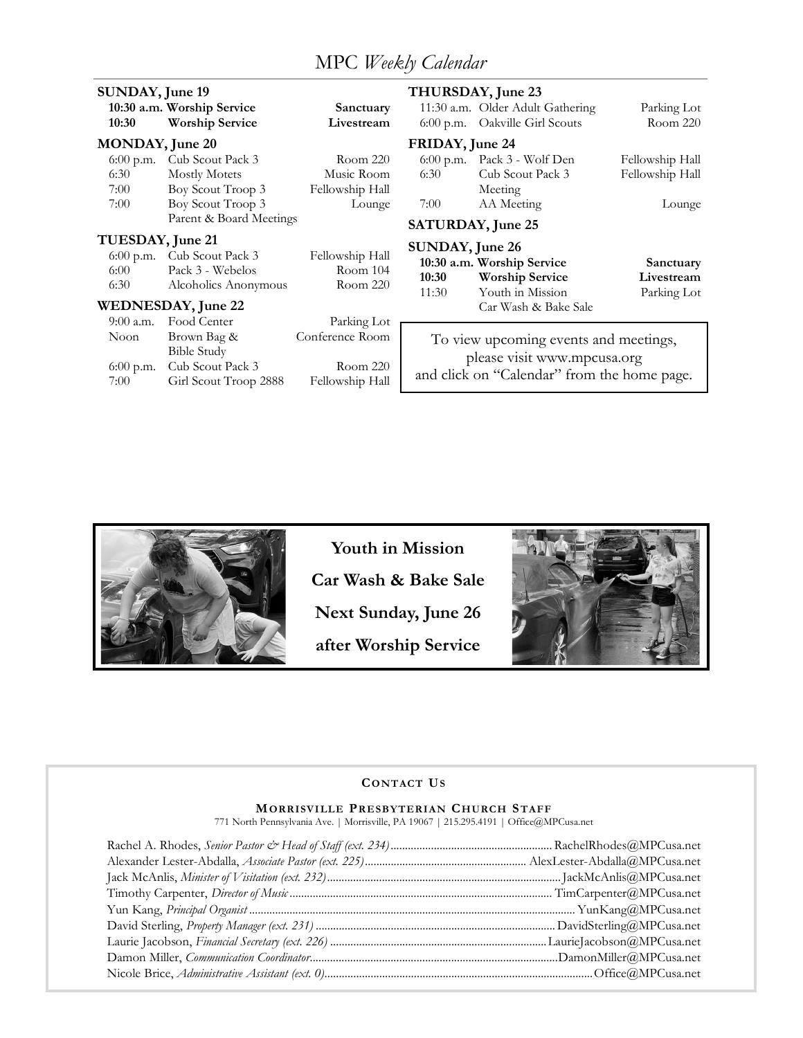# MPC *Weekly Calendar*

**SUNDAY, June 19**

| | | |
|---|---|---|
| **10:30 a.m.** | **Worship Service** | **Sanctuary** |
| **10:30** | **Worship Service** | **Livestream** |

**MONDAY, June 20**

| | | |
|---|---|---|
| 6:00 p.m. | Cub Scout Pack 3 | Room 220 |
| 6:30 | Mostly Motets | Music Room |
| 7:00 | Boy Scout Troop 3 | Fellowship Hall |
| 7:00 | Boy Scout Troop 3 Parent & Board Meetings | Lounge |

**TUESDAY, June 21**

| | | |
|---|---|---|
| 6:00 p.m. | Cub Scout Pack 3 | Fellowship Hall |
| 6:00 | Pack 3 - Webelos | Room 104 |
| 6:30 | Alcoholics Anonymous | Room 220 |

**WEDNESDAY, June 22**

| | | |
|---|---|---|
| 9:00 a.m. | Food Center | Parking Lot |
| Noon | Brown Bag & Bible Study | Conference Room |
| 6:00 p.m. | Cub Scout Pack 3 | Room 220 |
| 7:00 | Girl Scout Troop 2888 | Fellowship Hall |

**THURSDAY, June 23**

| | | |
|---|---|---|
| 11:30 a.m. | Older Adult Gathering | Parking Lot |
| 6:00 p.m. | Oakville Girl Scouts | Room 220 |

**FRIDAY, June 24**

| | | |
|---|---|---|
| 6:00 p.m. | Pack 3 - Wolf Den | Fellowship Hall |
| 6:30 | Cub Scout Pack 3 Meeting | Fellowship Hall |
| 7:00 | AA Meeting | Lounge |

**SATURDAY, June 25**

**SUNDAY, June 26**

| | | |
|---|---|---|
| **10:30 a.m.** | **Worship Service** | **Sanctuary** |
| **10:30** | **Worship Service** | **Livestream** |
| 11:30 | Youth in Mission Car Wash & Bake Sale | Parking Lot |

To view upcoming events and meetings, please visit www.mpcusa.org and click on "Calendar" from the home page.

**Youth in Mission**

**Car Wash & Bake Sale**

**Next Sunday, June 26**

**after Worship Service**

## CONTACT US

### MORRISVILLE PRESBYTERIAN CHURCH STAFF

771 North Pennsylvania Ave. | Morrisville, PA 19067 | 215.295.4191 | Office@MPCusa.net

- Rachel A. Rhodes, *Senior Pastor & Head of Staff (ext. 234)* .......... RachelRhodes@MPCusa.net
- Alexander Lester-Abdalla, *Associate Pastor (ext. 225)* .......... AlexLester-Abdalla@MPCusa.net
- Jack McAnlis, *Minister of Visitation (ext. 232)* .......... JackMcAnlis@MPCusa.net
- Timothy Carpenter, *Director of Music* .......... TimCarpenter@MPCusa.net
- Yun Kang, *Principal Organist* .......... YunKang@MPCusa.net
- David Sterling, *Property Manager (ext. 231)* .......... DavidSterling@MPCusa.net
- Laurie Jacobson, *Financial Secretary (ext. 226)* .......... LaurieJacobson@MPCusa.net
- Damon Miller, *Communication Coordinator* .......... DamonMiller@MPCusa.net
- Nicole Brice, *Administrative Assistant (ext. 0)* .......... Office@MPCusa.net